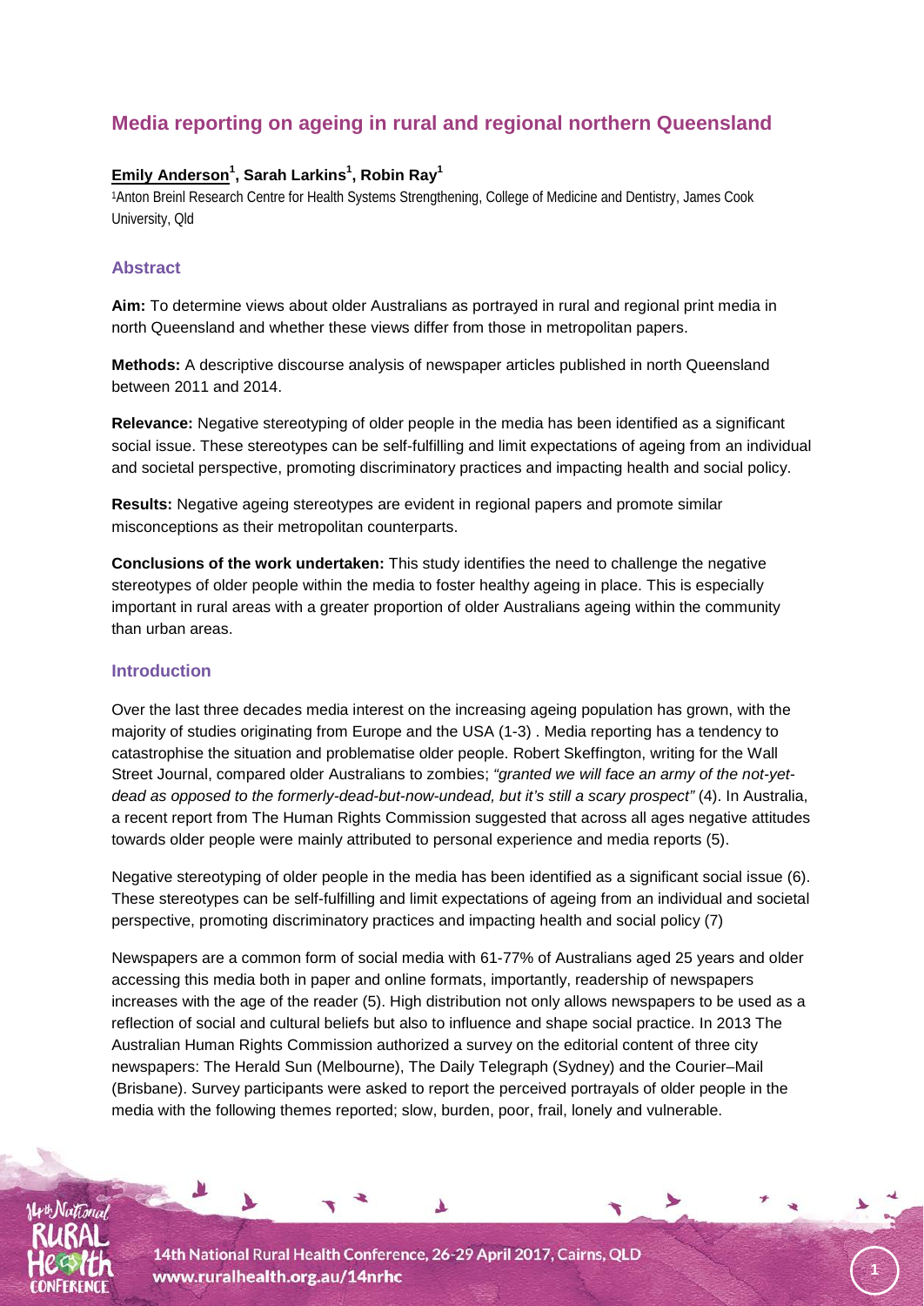# Media reporting on ageing in rural and regional northern Queensland

**Emily Anderson[1], Sarah Larkins[1], Robin Ray[1]**

[1]Anton Breinl Research Centre for Health Systems Strengthening, College of Medicine and Dentistry, James Cook University, Qld

## Abstract

**Aim:** To determine views about older Australians as portrayed in rural and regional print media in north Queensland and whether these views differ from those in metropolitan papers.

**Methods:** A descriptive discourse analysis of newspaper articles published in north Queensland between 2011 and 2014.

**Relevance:** Negative stereotyping of older people in the media has been identified as a significant social issue. These stereotypes can be self-fulfilling and limit expectations of ageing from an individual and societal perspective, promoting discriminatory practices and impacting health and social policy.

**Results:** Negative ageing stereotypes are evident in regional papers and promote similar misconceptions as their metropolitan counterparts.

**Conclusions of the work undertaken:** This study identifies the need to challenge the negative stereotypes of older people within the media to foster healthy ageing in place. This is especially important in rural areas with a greater proportion of older Australians ageing within the community than urban areas.

## Introduction

Over the last three decades media interest on the increasing ageing population has grown, with the majority of studies originating from Europe and the USA (1-3) . Media reporting has a tendency to catastrophise the situation and problematise older people. Robert Skeffington, writing for the Wall Street Journal, compared older Australians to zombies; *"granted we will face an army of the not-yet-dead as opposed to the formerly-dead-but-now-undead, but it's still a scary prospect"* (4). In Australia, a recent report from The Human Rights Commission suggested that across all ages negative attitudes towards older people were mainly attributed to personal experience and media reports (5).

Negative stereotyping of older people in the media has been identified as a significant social issue (6). These stereotypes can be self-fulfilling and limit expectations of ageing from an individual and societal perspective, promoting discriminatory practices and impacting health and social policy (7)

Newspapers are a common form of social media with 61-77% of Australians aged 25 years and older accessing this media both in paper and online formats, importantly, readership of newspapers increases with the age of the reader (5). High distribution not only allows newspapers to be used as a reflection of social and cultural beliefs but also to influence and shape social practice. In 2013 The Australian Human Rights Commission authorized a survey on the editorial content of three city newspapers: The Herald Sun (Melbourne), The Daily Telegraph (Sydney) and the Courier–Mail (Brisbane). Survey participants were asked to report the perceived portrayals of older people in the media with the following themes reported; slow, burden, poor, frail, lonely and vulnerable.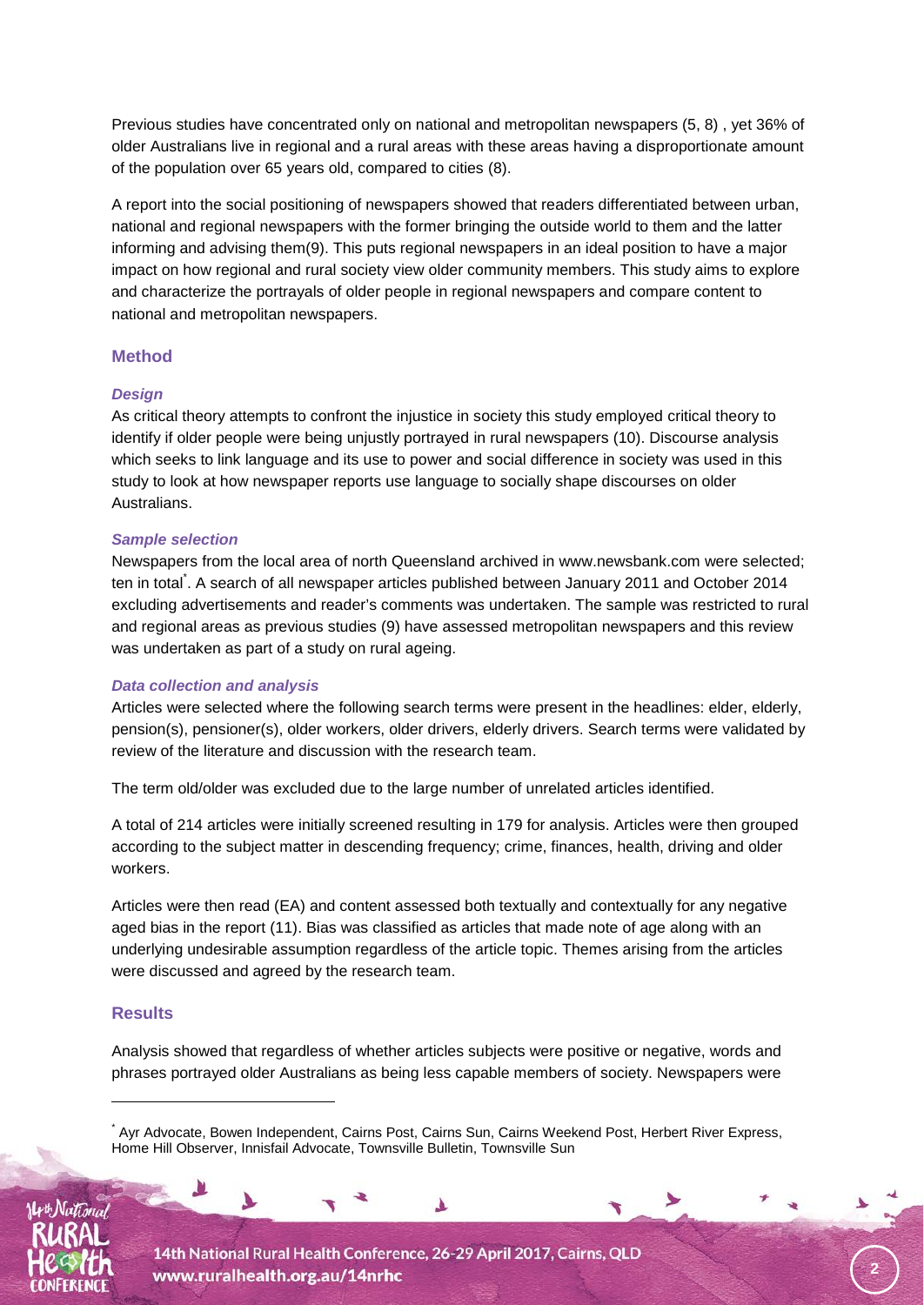Previous studies have concentrated only on national and metropolitan newspapers (5, 8) , yet 36% of older Australians live in regional and a rural areas with these areas having a disproportionate amount of the population over 65 years old, compared to cities (8).

A report into the social positioning of newspapers showed that readers differentiated between urban, national and regional newspapers with the former bringing the outside world to them and the latter informing and advising them(9). This puts regional newspapers in an ideal position to have a major impact on how regional and rural society view older community members. This study aims to explore and characterize the portrayals of older people in regional newspapers and compare content to national and metropolitan newspapers.

## Method

### *Design*

As critical theory attempts to confront the injustice in society this study employed critical theory to identify if older people were being unjustly portrayed in rural newspapers (10). Discourse analysis which seeks to link language and its use to power and social difference in society was used in this study to look at how newspaper reports use language to socially shape discourses on older Australians.

### *Sample selection*

Newspapers from the local area of north Queensland archived in www.newsbank.com were selected; ten in total*. A search of all newspaper articles published between January 2011 and October 2014 excluding advertisements and reader's comments was undertaken. The sample was restricted to rural and regional areas as previous studies (9) have assessed metropolitan newspapers and this review was undertaken as part of a study on rural ageing.

### *Data collection and analysis*

Articles were selected where the following search terms were present in the headlines: elder, elderly, pension(s), pensioner(s), older workers, older drivers, elderly drivers. Search terms were validated by review of the literature and discussion with the research team.

The term old/older was excluded due to the large number of unrelated articles identified.

A total of 214 articles were initially screened resulting in 179 for analysis. Articles were then grouped according to the subject matter in descending frequency; crime, finances, health, driving and older workers.

Articles were then read (EA) and content assessed both textually and contextually for any negative aged bias in the report (11). Bias was classified as articles that made note of age along with an underlying undesirable assumption regardless of the article topic. Themes arising from the articles were discussed and agreed by the research team.

## Results

Analysis showed that regardless of whether articles subjects were positive or negative, words and phrases portrayed older Australians as being less capable members of society. Newspapers were

---

* Ayr Advocate, Bowen Independent, Cairns Post, Cairns Sun, Cairns Weekend Post, Herbert River Express, Home Hill Observer, Innisfail Advocate, Townsville Bulletin, Townsville Sun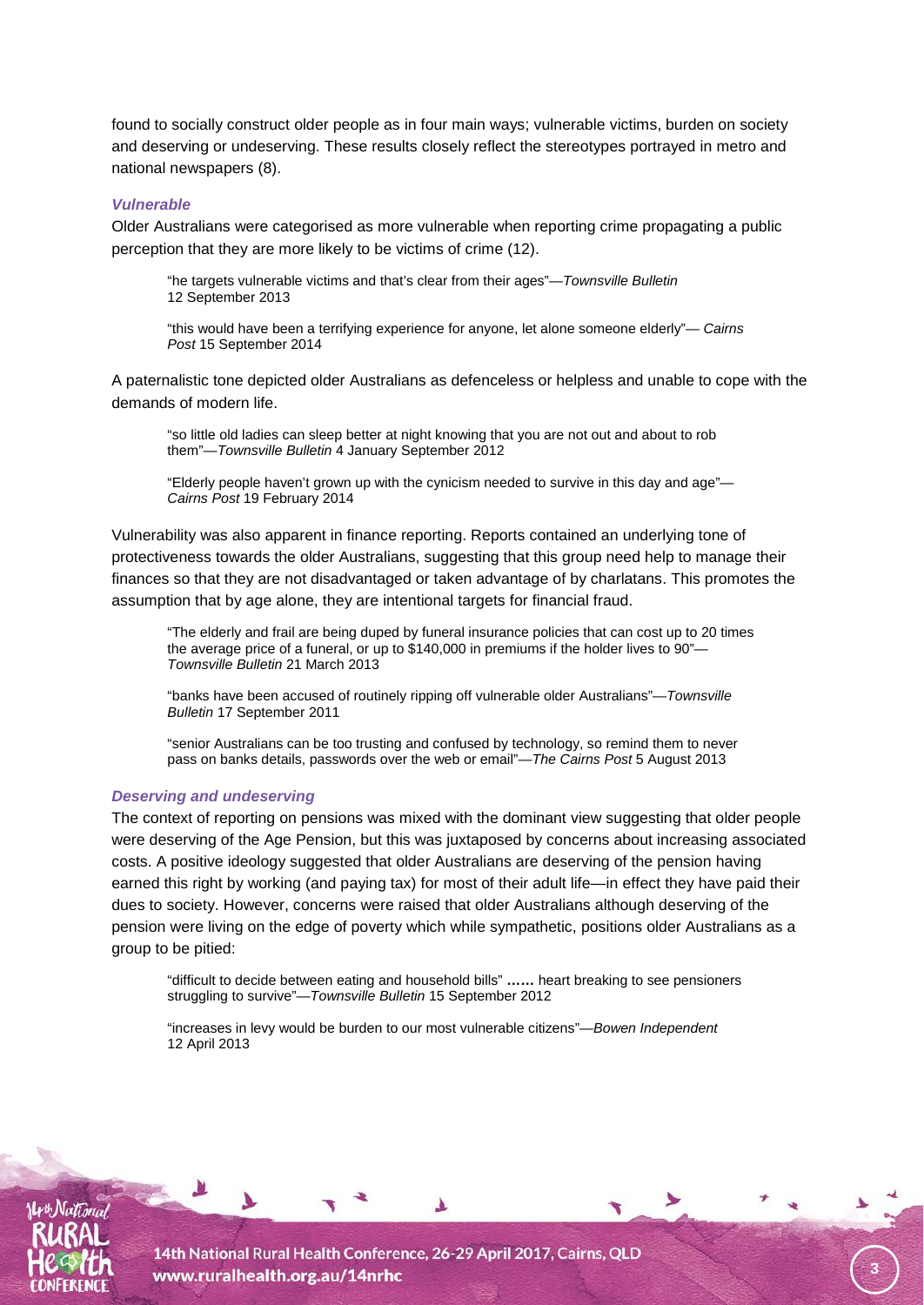found to socially construct older people as in four main ways; vulnerable victims, burden on society and deserving or undeserving. These results closely reflect the stereotypes portrayed in metro and national newspapers (8).

### *Vulnerable*

Older Australians were categorised as more vulnerable when reporting crime propagating a public perception that they are more likely to be victims of crime (12).

> "he targets vulnerable victims and that's clear from their ages"—*Townsville Bulletin* 12 September 2013
>
> "this would have been a terrifying experience for anyone, let alone someone elderly"— *Cairns Post* 15 September 2014

A paternalistic tone depicted older Australians as defenceless or helpless and unable to cope with the demands of modern life.

> "so little old ladies can sleep better at night knowing that you are not out and about to rob them"—*Townsville Bulletin* 4 January September 2012
>
> "Elderly people haven't grown up with the cynicism needed to survive in this day and age"—*Cairns Post* 19 February 2014

Vulnerability was also apparent in finance reporting. Reports contained an underlying tone of protectiveness towards the older Australians, suggesting that this group need help to manage their finances so that they are not disadvantaged or taken advantage of by charlatans. This promotes the assumption that by age alone, they are intentional targets for financial fraud.

> "The elderly and frail are being duped by funeral insurance policies that can cost up to 20 times the average price of a funeral, or up to $140,000 in premiums if the holder lives to 90"—*Townsville Bulletin* 21 March 2013
>
> "banks have been accused of routinely ripping off vulnerable older Australians"—*Townsville Bulletin* 17 September 2011
>
> "senior Australians can be too trusting and confused by technology, so remind them to never pass on banks details, passwords over the web or email"—*The Cairns Post* 5 August 2013

### *Deserving and undeserving*

The context of reporting on pensions was mixed with the dominant view suggesting that older people were deserving of the Age Pension, but this was juxtaposed by concerns about increasing associated costs. A positive ideology suggested that older Australians are deserving of the pension having earned this right by working (and paying tax) for most of their adult life—in effect they have paid their dues to society. However, concerns were raised that older Australians although deserving of the pension were living on the edge of poverty which while sympathetic, positions older Australians as a group to be pitied:

> "difficult to decide between eating and household bills" **……** heart breaking to see pensioners struggling to survive"—*Townsville Bulletin* 15 September 2012
>
> "increases in levy would be burden to our most vulnerable citizens"—*Bowen Independent* 12 April 2013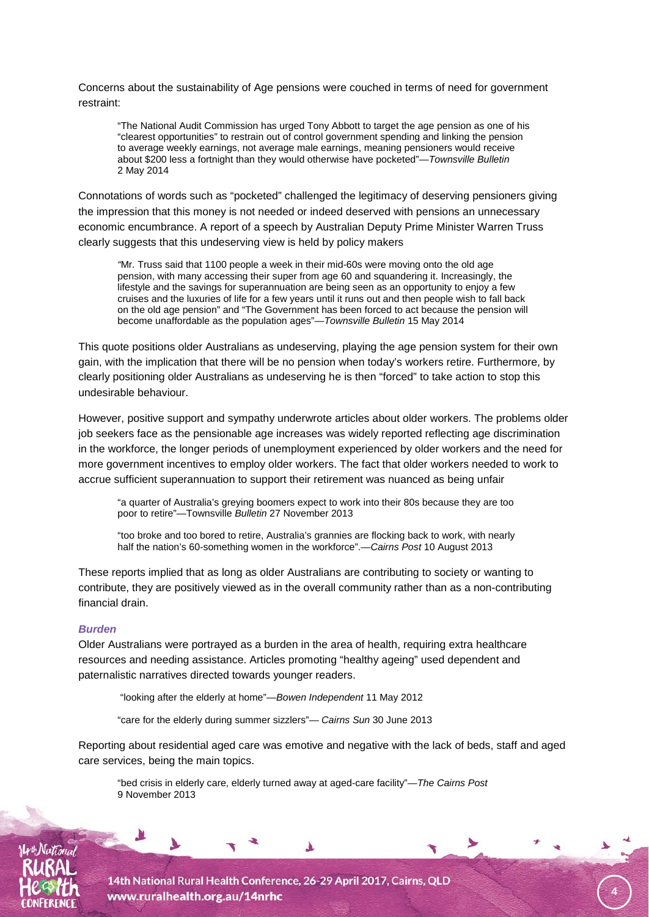Concerns about the sustainability of Age pensions were couched in terms of need for government restraint:

> "The National Audit Commission has urged Tony Abbott to target the age pension as one of his "clearest opportunities" to restrain out of control government spending and linking the pension to average weekly earnings, not average male earnings, meaning pensioners would receive about $200 less a fortnight than they would otherwise have pocketed"—*Townsville Bulletin* 2 May 2014

Connotations of words such as "pocketed" challenged the legitimacy of deserving pensioners giving the impression that this money is not needed or indeed deserved with pensions an unnecessary economic encumbrance. A report of a speech by Australian Deputy Prime Minister Warren Truss clearly suggests that this undeserving view is held by policy makers

> *"*Mr. Truss said that 1100 people a week in their mid-60s were moving onto the old age pension, with many accessing their super from age 60 and squandering it. Increasingly, the lifestyle and the savings for superannuation are being seen as an opportunity to enjoy a few cruises and the luxuries of life for a few years until it runs out and then people wish to fall back on the old age pension" and "The Government has been forced to act because the pension will become unaffordable as the population ages"—*Townsville Bulletin* 15 May 2014

This quote positions older Australians as undeserving, playing the age pension system for their own gain, with the implication that there will be no pension when today's workers retire. Furthermore, by clearly positioning older Australians as undeserving he is then "forced" to take action to stop this undesirable behaviour.

However, positive support and sympathy underwrote articles about older workers. The problems older job seekers face as the pensionable age increases was widely reported reflecting age discrimination in the workforce, the longer periods of unemployment experienced by older workers and the need for more government incentives to employ older workers. The fact that older workers needed to work to accrue sufficient superannuation to support their retirement was nuanced as being unfair

> "a quarter of Australia's greying boomers expect to work into their 80s because they are too poor to retire"—Townsville *Bulletin* 27 November 2013

> "too broke and too bored to retire, Australia's grannies are flocking back to work, with nearly half the nation's 60-something women in the workforce".—*Cairns Post* 10 August 2013

These reports implied that as long as older Australians are contributing to society or wanting to contribute, they are positively viewed as in the overall community rather than as a non-contributing financial drain.

#### *Burden*

Older Australians were portrayed as a burden in the area of health, requiring extra healthcare resources and needing assistance. Articles promoting "healthy ageing" used dependent and paternalistic narratives directed towards younger readers.

> "looking after the elderly at home"—*Bowen Independent* 11 May 2012

> "care for the elderly during summer sizzlers"— *Cairns Sun* 30 June 2013

Reporting about residential aged care was emotive and negative with the lack of beds, staff and aged care services, being the main topics.

> "bed crisis in elderly care, elderly turned away at aged-care facility"—*The Cairns Post* 9 November 2013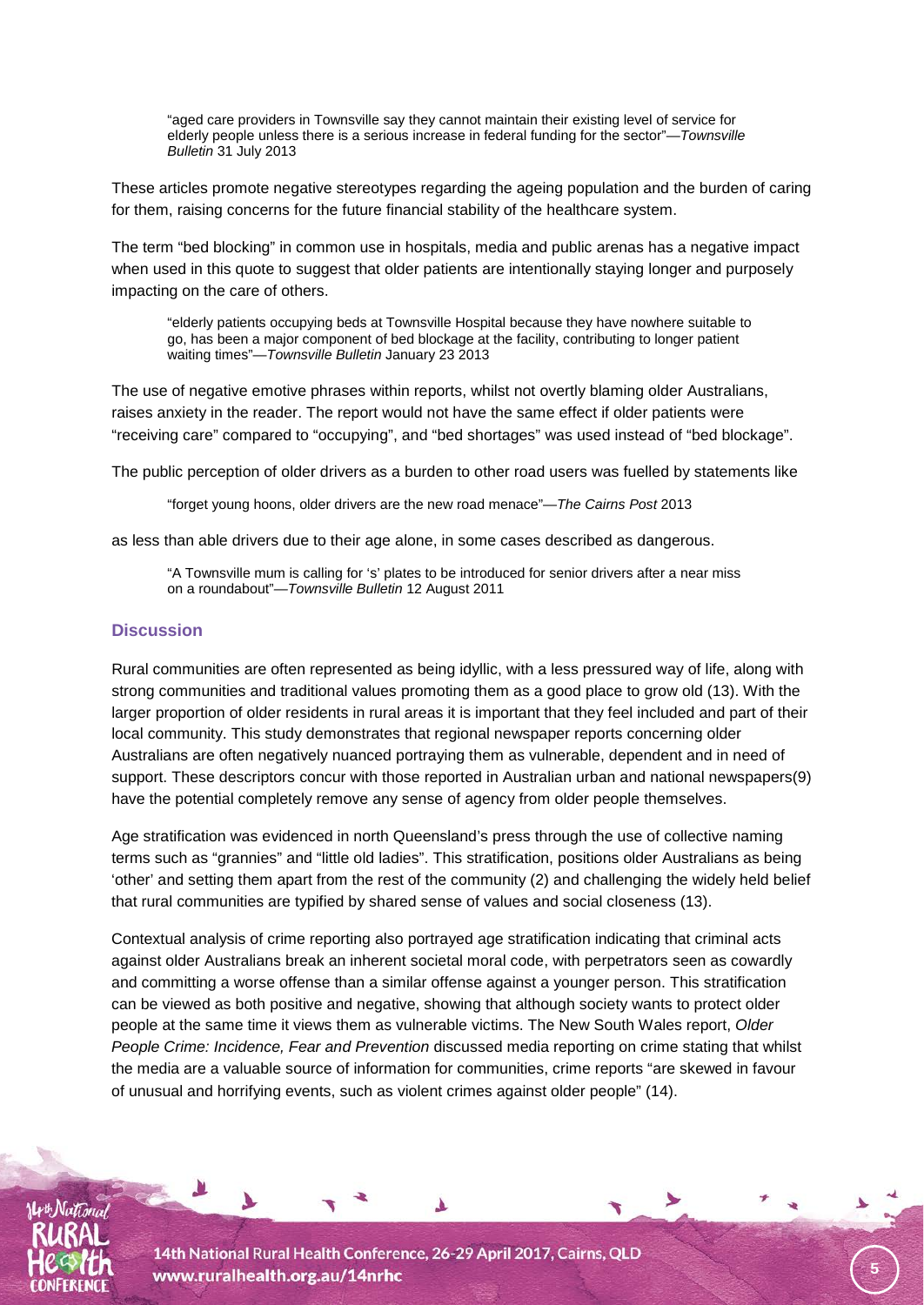> “aged care providers in Townsville say they cannot maintain their existing level of service for elderly people unless there is a serious increase in federal funding for the sector”—*Townsville Bulletin* 31 July 2013

These articles promote negative stereotypes regarding the ageing population and the burden of caring for them, raising concerns for the future financial stability of the healthcare system.

The term “bed blocking” in common use in hospitals, media and public arenas has a negative impact when used in this quote to suggest that older patients are intentionally staying longer and purposely impacting on the care of others.

> “elderly patients occupying beds at Townsville Hospital because they have nowhere suitable to go, has been a major component of bed blockage at the facility, contributing to longer patient waiting times”—*Townsville Bulletin* January 23 2013

The use of negative emotive phrases within reports, whilst not overtly blaming older Australians, raises anxiety in the reader. The report would not have the same effect if older patients were “receiving care” compared to “occupying”, and “bed shortages” was used instead of “bed blockage”.

The public perception of older drivers as a burden to other road users was fuelled by statements like

> “forget young hoons, older drivers are the new road menace”—*The Cairns Post* 2013

as less than able drivers due to their age alone, in some cases described as dangerous.

> “A Townsville mum is calling for ‘s’ plates to be introduced for senior drivers after a near miss on a roundabout”—*Townsville Bulletin* 12 August 2011

## Discussion

Rural communities are often represented as being idyllic, with a less pressured way of life, along with strong communities and traditional values promoting them as a good place to grow old (13). With the larger proportion of older residents in rural areas it is important that they feel included and part of their local community. This study demonstrates that regional newspaper reports concerning older Australians are often negatively nuanced portraying them as vulnerable, dependent and in need of support. These descriptors concur with those reported in Australian urban and national newspapers(9) have the potential completely remove any sense of agency from older people themselves.

Age stratification was evidenced in north Queensland’s press through the use of collective naming terms such as “grannies” and “little old ladies”. This stratification, positions older Australians as being ‘other’ and setting them apart from the rest of the community (2) and challenging the widely held belief that rural communities are typified by shared sense of values and social closeness (13).

Contextual analysis of crime reporting also portrayed age stratification indicating that criminal acts against older Australians break an inherent societal moral code, with perpetrators seen as cowardly and committing a worse offense than a similar offense against a younger person. This stratification can be viewed as both positive and negative, showing that although society wants to protect older people at the same time it views them as vulnerable victims. The New South Wales report, *Older People Crime: Incidence, Fear and Prevention* discussed media reporting on crime stating that whilst the media are a valuable source of information for communities, crime reports “are skewed in favour of unusual and horrifying events, such as violent crimes against older people” (14).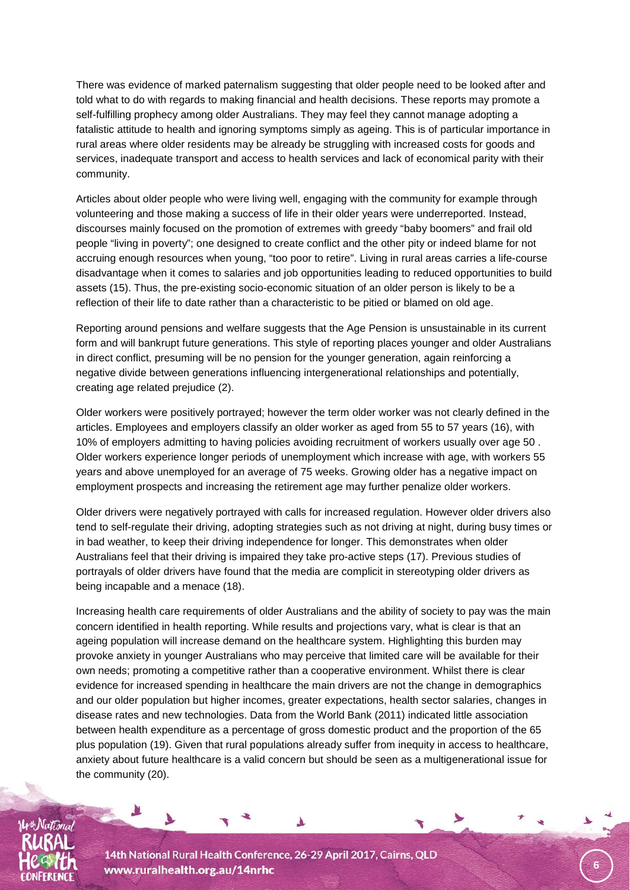There was evidence of marked paternalism suggesting that older people need to be looked after and told what to do with regards to making financial and health decisions. These reports may promote a self-fulfilling prophecy among older Australians. They may feel they cannot manage adopting a fatalistic attitude to health and ignoring symptoms simply as ageing. This is of particular importance in rural areas where older residents may be already be struggling with increased costs for goods and services, inadequate transport and access to health services and lack of economical parity with their community.

Articles about older people who were living well, engaging with the community for example through volunteering and those making a success of life in their older years were underreported. Instead, discourses mainly focused on the promotion of extremes with greedy "baby boomers" and frail old people "living in poverty"; one designed to create conflict and the other pity or indeed blame for not accruing enough resources when young, "too poor to retire". Living in rural areas carries a life-course disadvantage when it comes to salaries and job opportunities leading to reduced opportunities to build assets (15). Thus, the pre-existing socio-economic situation of an older person is likely to be a reflection of their life to date rather than a characteristic to be pitied or blamed on old age.

Reporting around pensions and welfare suggests that the Age Pension is unsustainable in its current form and will bankrupt future generations. This style of reporting places younger and older Australians in direct conflict, presuming will be no pension for the younger generation, again reinforcing a negative divide between generations influencing intergenerational relationships and potentially, creating age related prejudice (2).

Older workers were positively portrayed; however the term older worker was not clearly defined in the articles. Employees and employers classify an older worker as aged from 55 to 57 years (16), with 10% of employers admitting to having policies avoiding recruitment of workers usually over age 50 . Older workers experience longer periods of unemployment which increase with age, with workers 55 years and above unemployed for an average of 75 weeks. Growing older has a negative impact on employment prospects and increasing the retirement age may further penalize older workers.

Older drivers were negatively portrayed with calls for increased regulation. However older drivers also tend to self-regulate their driving, adopting strategies such as not driving at night, during busy times or in bad weather, to keep their driving independence for longer. This demonstrates when older Australians feel that their driving is impaired they take pro-active steps (17). Previous studies of portrayals of older drivers have found that the media are complicit in stereotyping older drivers as being incapable and a menace (18).

Increasing health care requirements of older Australians and the ability of society to pay was the main concern identified in health reporting. While results and projections vary, what is clear is that an ageing population will increase demand on the healthcare system. Highlighting this burden may provoke anxiety in younger Australians who may perceive that limited care will be available for their own needs; promoting a competitive rather than a cooperative environment. Whilst there is clear evidence for increased spending in healthcare the main drivers are not the change in demographics and our older population but higher incomes, greater expectations, health sector salaries, changes in disease rates and new technologies. Data from the World Bank (2011) indicated little association between health expenditure as a percentage of gross domestic product and the proportion of the 65 plus population (19). Given that rural populations already suffer from inequity in access to healthcare, anxiety about future healthcare is a valid concern but should be seen as a multigenerational issue for the community (20).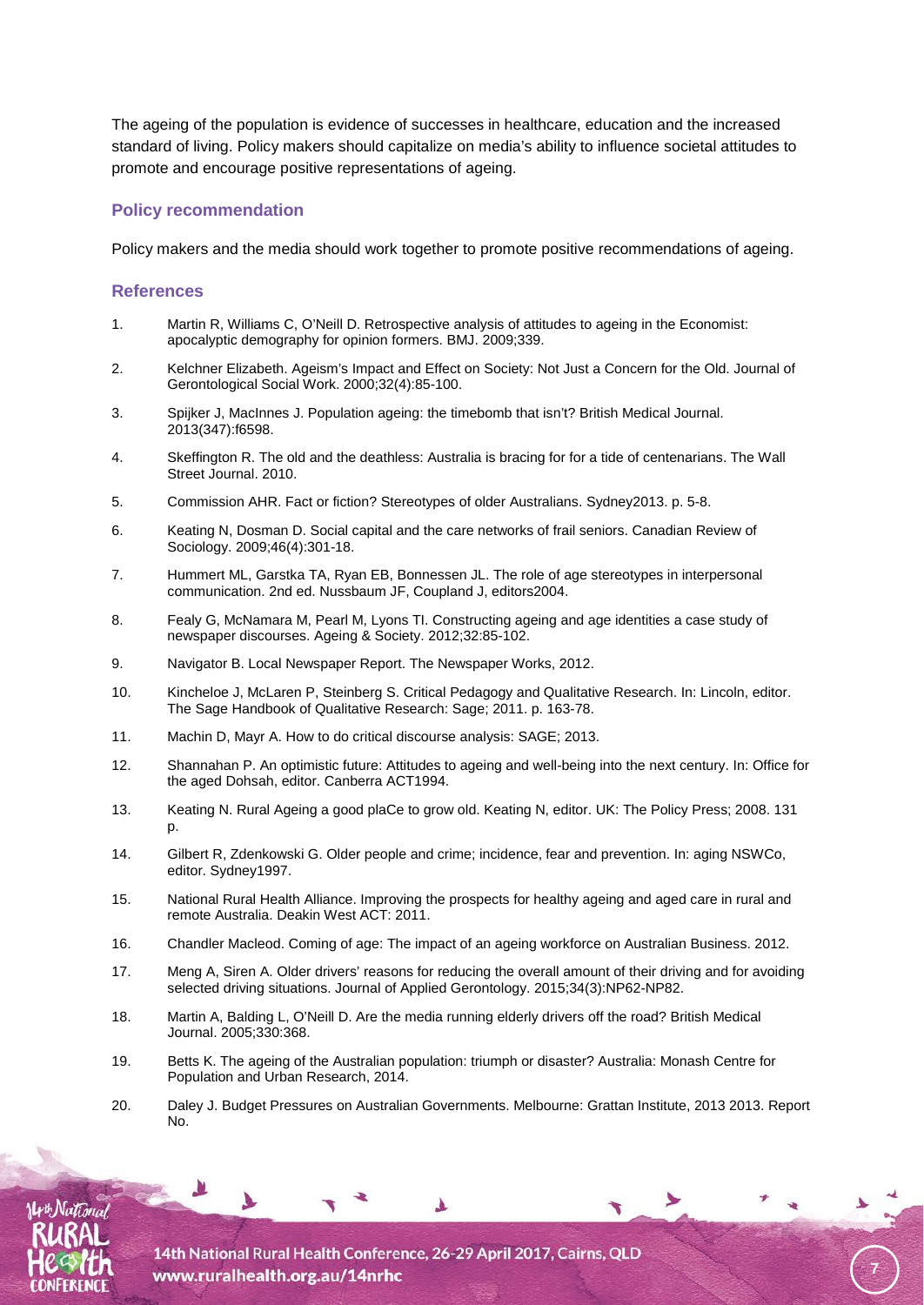The ageing of the population is evidence of successes in healthcare, education and the increased standard of living. Policy makers should capitalize on media's ability to influence societal attitudes to promote and encourage positive representations of ageing.

### Policy recommendation

Policy makers and the media should work together to promote positive recommendations of ageing.

### References

1. Martin R, Williams C, O'Neill D. Retrospective analysis of attitudes to ageing in the Economist: apocalyptic demography for opinion formers. BMJ. 2009;339.
2. Kelchner Elizabeth. Ageism's Impact and Effect on Society: Not Just a Concern for the Old. Journal of Gerontological Social Work. 2000;32(4):85-100.
3. Spijker J, MacInnes J. Population ageing: the timebomb that isn't? British Medical Journal. 2013(347):f6598.
4. Skeffington R. The old and the deathless: Australia is bracing for for a tide of centenarians. The Wall Street Journal. 2010.
5. Commission AHR. Fact or fiction? Stereotypes of older Australians. Sydney2013. p. 5-8.
6. Keating N, Dosman D. Social capital and the care networks of frail seniors. Canadian Review of Sociology. 2009;46(4):301-18.
7. Hummert ML, Garstka TA, Ryan EB, Bonnessen JL. The role of age stereotypes in interpersonal communication. 2nd ed. Nussbaum JF, Coupland J, editors2004.
8. Fealy G, McNamara M, Pearl M, Lyons TI. Constructing ageing and age identities a case study of newspaper discourses. Ageing & Society. 2012;32:85-102.
9. Navigator B. Local Newspaper Report. The Newspaper Works, 2012.
10. Kincheloe J, McLaren P, Steinberg S. Critical Pedagogy and Qualitative Research. In: Lincoln, editor. The Sage Handbook of Qualitative Research: Sage; 2011. p. 163-78.
11. Machin D, Mayr A. How to do critical discourse analysis: SAGE; 2013.
12. Shannahan P. An optimistic future: Attitudes to ageing and well-being into the next century. In: Office for the aged Dohsah, editor. Canberra ACT1994.
13. Keating N. Rural Ageing a good plaCe to grow old. Keating N, editor. UK: The Policy Press; 2008. 131 p.
14. Gilbert R, Zdenkowski G. Older people and crime; incidence, fear and prevention. In: aging NSWCo, editor. Sydney1997.
15. National Rural Health Alliance. Improving the prospects for healthy ageing and aged care in rural and remote Australia. Deakin West ACT: 2011.
16. Chandler Macleod. Coming of age: The impact of an ageing workforce on Australian Business. 2012.
17. Meng A, Siren A. Older drivers' reasons for reducing the overall amount of their driving and for avoiding selected driving situations. Journal of Applied Gerontology. 2015;34(3):NP62-NP82.
18. Martin A, Balding L, O'Neill D. Are the media running elderly drivers off the road? British Medical Journal. 2005;330:368.
19. Betts K. The ageing of the Australian population: triumph or disaster? Australia: Monash Centre for Population and Urban Research, 2014.
20. Daley J. Budget Pressures on Australian Governments. Melbourne: Grattan Institute, 2013 2013. Report No.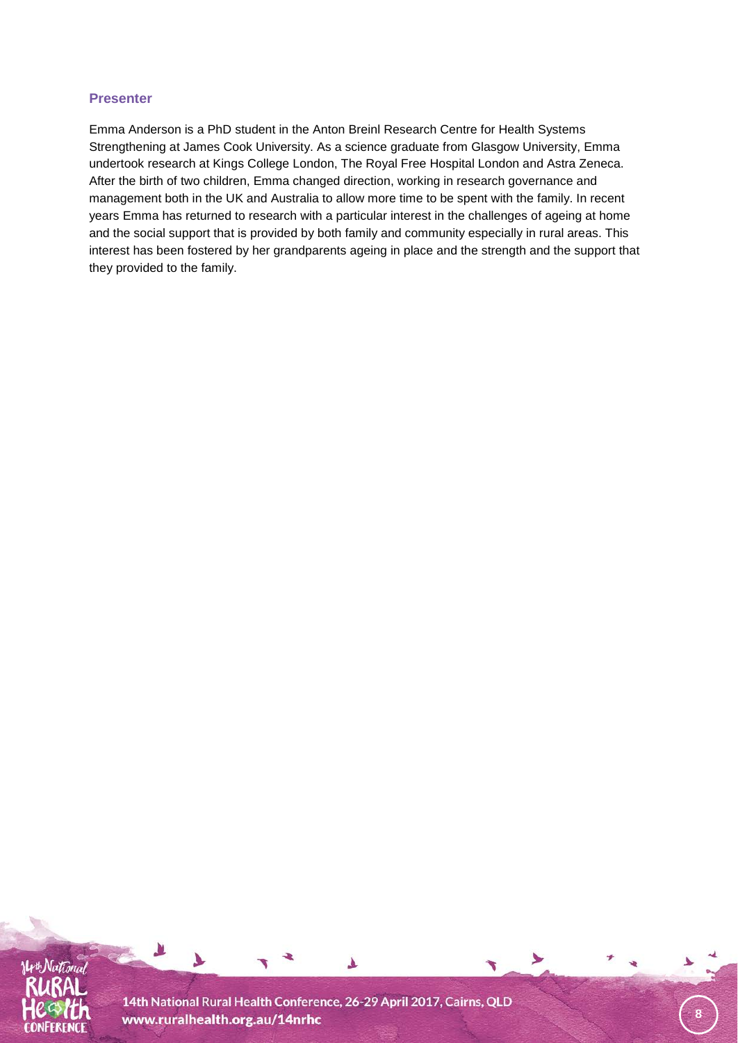### Presenter

Emma Anderson is a PhD student in the Anton Breinl Research Centre for Health Systems Strengthening at James Cook University. As a science graduate from Glasgow University, Emma undertook research at Kings College London, The Royal Free Hospital London and Astra Zeneca. After the birth of two children, Emma changed direction, working in research governance and management both in the UK and Australia to allow more time to be spent with the family. In recent years Emma has returned to research with a particular interest in the challenges of ageing at home and the social support that is provided by both family and community especially in rural areas. This interest has been fostered by her grandparents ageing in place and the strength and the support that they provided to the family.